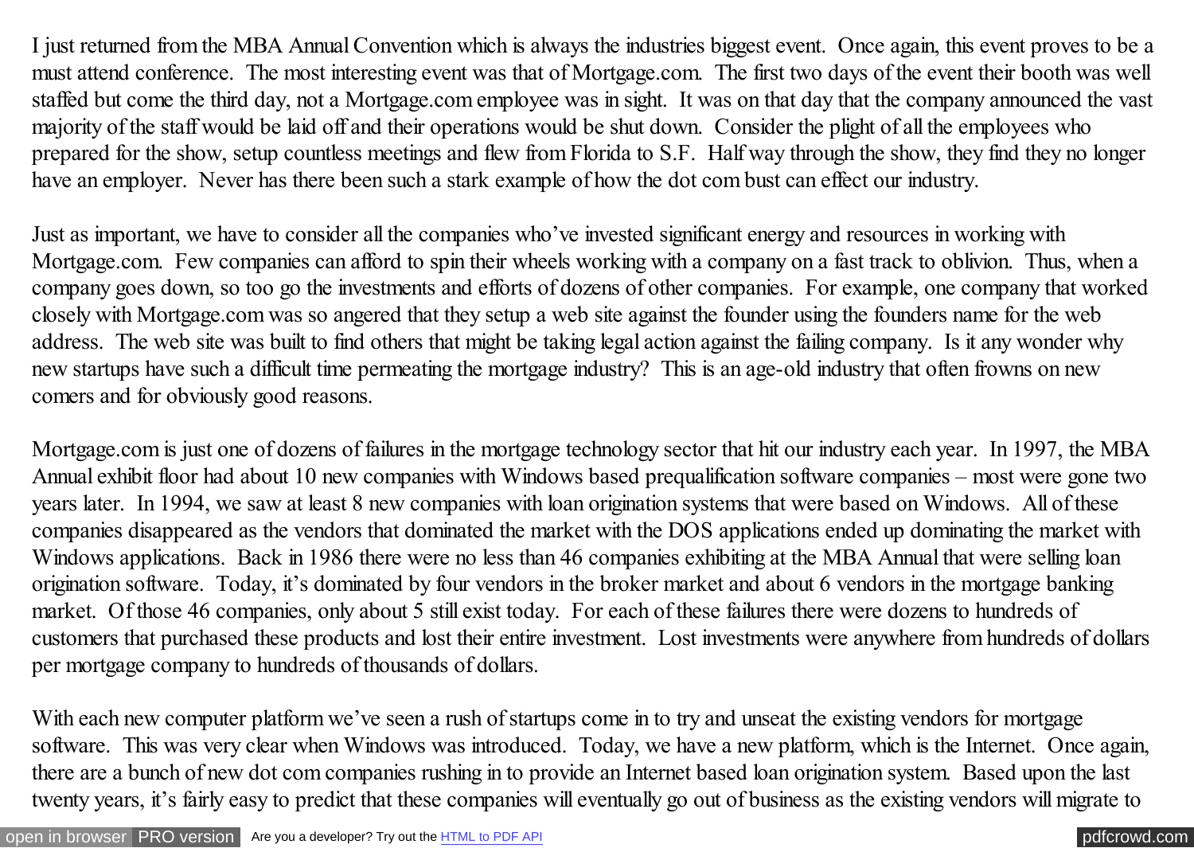I just returned from the MBA Annual Convention which is always the industries biggest event. Once again, this event proves to be a must attend conference. The most interesting event was that of Mortgage.com. The first two days of the event their booth was well staffed but come the third day, not a Mortgage.com employee was in sight. It was on that day that the company announced the vast majority of the staff would be laid off and their operations would be shut down. Consider the plight of all the employees who prepared for the show, setup countless meetings and flew from Florida to S.F. Half way through the show, they find they no longer have an employer. Never has there been such a stark example of how the dot com bust can effect our industry.

Just as important, we have to consider all the companies who've invested significant energy and resources in working with Mortgage.com. Few companies can afford to spin their wheels working with a company on a fast track to oblivion. Thus, when a company goes down, so too go the investments and efforts of dozens of other companies. For example, one company that worked closely with Mortgage.com was so angered that they setup a web site against the founder using the founders name for the web address. The web site was built to find others that might be taking legal action against the failing company. Is it any wonder why new startups have such a difficult time permeating the mortgage industry? This is an age-old industry that often frowns on new comers and for obviously good reasons.

Mortgage.com is just one of dozens of failures in the mortgage technology sector that hit our industry each year. In 1997, the MBA Annual exhibit floor had about 10 new companies with Windows based prequalification software companies – most were gone two years later. In 1994, we saw at least 8 new companies with loan origination systems that were based on Windows. All of these companies disappeared as the vendors that dominated the market with the DOS applications ended up dominating the market with Windows applications. Back in 1986 there were no less than 46 companies exhibiting at the MBA Annual that were selling loan origination software. Today, it's dominated by four vendors in the broker market and about 6 vendors in the mortgage banking market. Of those 46 companies, only about 5 still exist today. For each of these failures there were dozens to hundreds of customers that purchased these products and lost their entire investment. Lost investments were anywhere from hundreds of dollars per mortgage company to hundreds of thousands of dollars.

With each new computer platform we've seen a rush of startups come in to try and unseat the existing vendors for mortgage software. This was very clear when Windows was introduced. Today, we have a new platform, which is the Internet. Once again, there are a bunch of new dot com companies rushing in to provide an Internet based loan origination system. Based upon the last twenty years, it's fairly easy to predict that these companies will eventually go out of business as the existing vendors will migrate to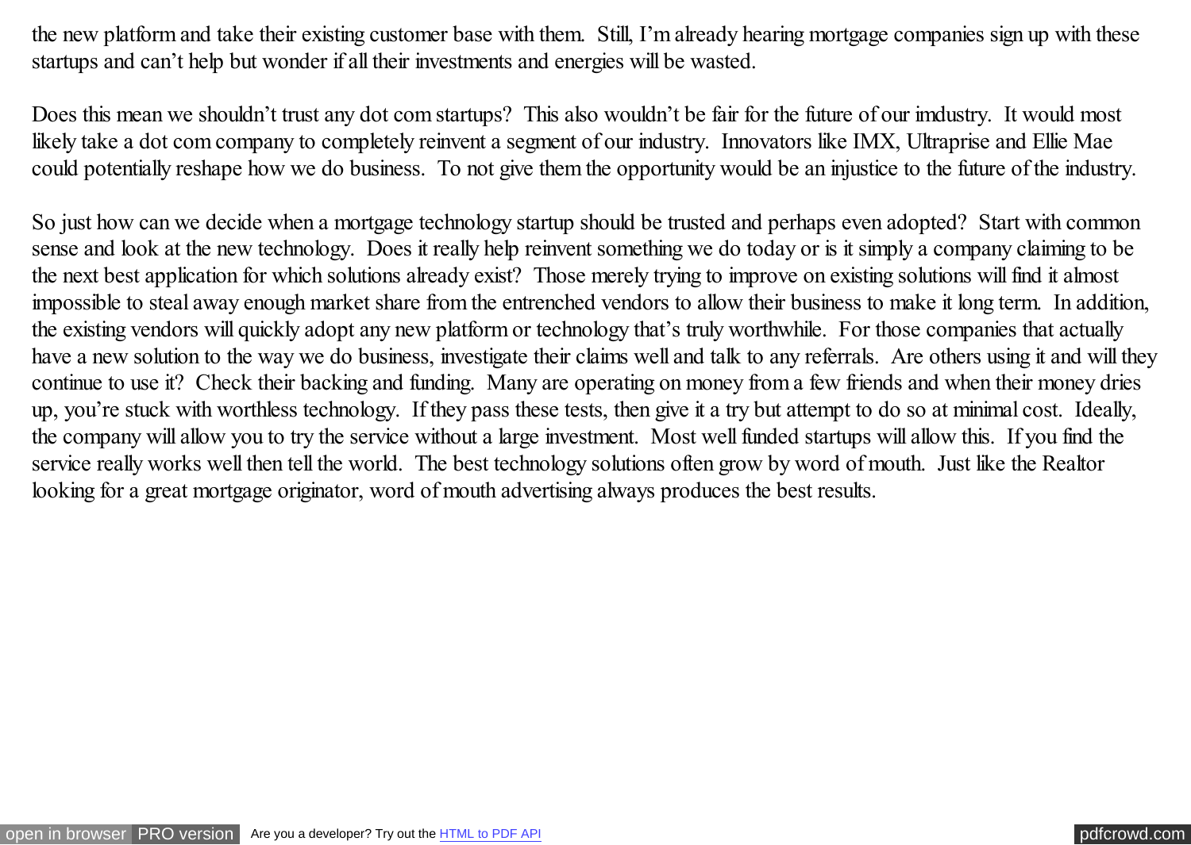the new platform and take their existing customer base with them. Still, I'm already hearing mortgage companies sign up with these startups and can't help but wonder if all their investments and energies will be wasted.

Does this mean we shouldn't trust any dot com startups? This also wouldn't be fair for the future of our imdustry. It would most likely take a dot com company to completely reinvent a segment of our industry. Innovators like IMX, Ultraprise and Ellie Mae could potentially reshape how we do business. To not give them the opportunity would be an injustice to the future of the industry.

So just how can we decide when a mortgage technology startup should be trusted and perhaps even adopted? Start with common sense and look at the new technology. Does it really help reinvent something we do today or is it simply a company claiming to be the next best application for which solutions already exist? Those merely trying to improve on existing solutions will find it almost impossible to steal away enough market share from the entrenched vendors to allow their business to make it long term. In addition, the existing vendors will quickly adopt any new platform or technology that's truly worthwhile. For those companies that actually have a new solution to the way we do business, investigate their claims well and talk to any referrals. Are others using it and will they continue to use it? Check their backing and funding. Many are operating on money from a few friends and when their money dries up, you're stuck with worthless technology. If they pass these tests, then give it a try but attempt to do so at minimal cost. Ideally, the company will allow you to try the service without a large investment. Most well funded startups will allow this. If you find the service really works well then tell the world. The best technology solutions often grow by word of mouth. Just like the Realtor looking for a great mortgage originator, word of mouth advertising always produces the best results.